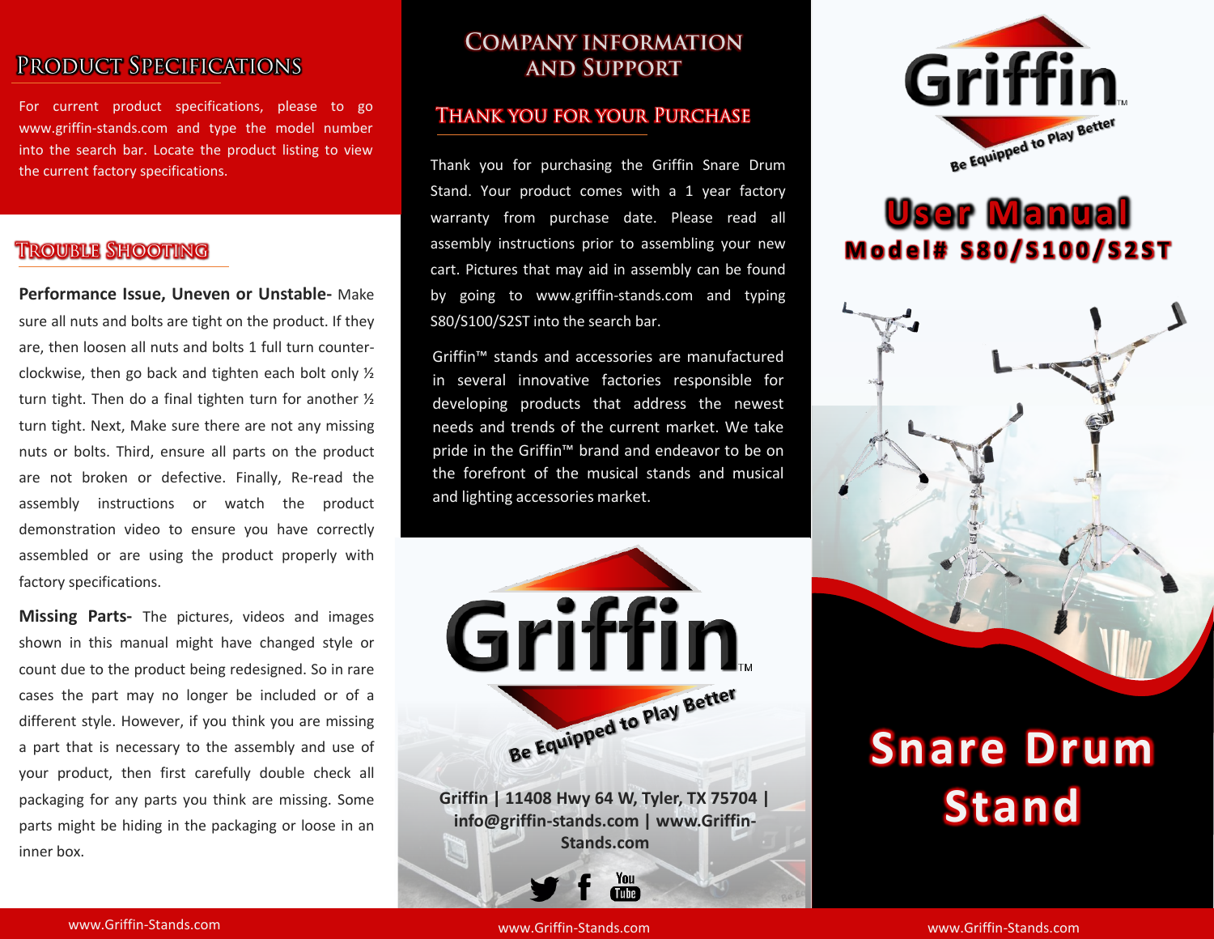## Product Specifications

For current product specifications, please to go www.griffin-stands.com and type the model number into the search bar. Locate the product listing to view the current factory specifications.

## Trouble Shooting

**Performance Issue, Uneven or Unstable-** Make sure all nuts and bolts are tight on the product. If they are, then loosen all nuts and bolts 1 full turn counter-clockwise, then go back and tighten each bolt only ½ turn tight. Then do a final tighten turn for another ½ turn tight. Next, Make sure there are not any missing nuts or bolts. Third, ensure all parts on the product are not broken or defective. Finally, Re-read the assembly instructions or watch the product demonstration video to ensure you have correctly assembled or are using the product properly with factory specifications.

**Missing Parts-** The pictures, videos and images shown in this manual might have changed style or count due to the product being redesigned. So in rare cases the part may no longer be included or of a different style. However, if you think you are missing a part that is necessary to the assembly and use of your product, then first carefully double check all packaging for any parts you think are missing. Some parts might be hiding in the packaging or loose in an inner box.

## Company Information and Support

### Thank You for Your Purchase

Thank you for purchasing the Griffin Snare Drum Stand. Your product comes with a 1 year factory warranty from purchase date. Please read all assembly instructions prior to assembling your new cart. Pictures that may aid in assembly can be found by going to www.griffin-stands.com and typing S80/S100/S2ST into the search bar.

Griffin™ stands and accessories are manufactured in several innovative factories responsible for developing products that address the newest needs and trends of the current market. We take pride in the Griffin™ brand and endeavor to be on the forefront of the musical stands and musical and lighting accessories market.

Griffin™
Be Equipped to Play Better

**Griffin | 11408 Hwy 64 W, Tyler, TX 75704 | info@griffin-stands.com | www.Griffin-Stands.com**

Griffin™
Be Equipped to Play Better

# User Manual

## Model# S80/S100/S2ST

# Snare Drum Stand

www.Griffin-Stands.com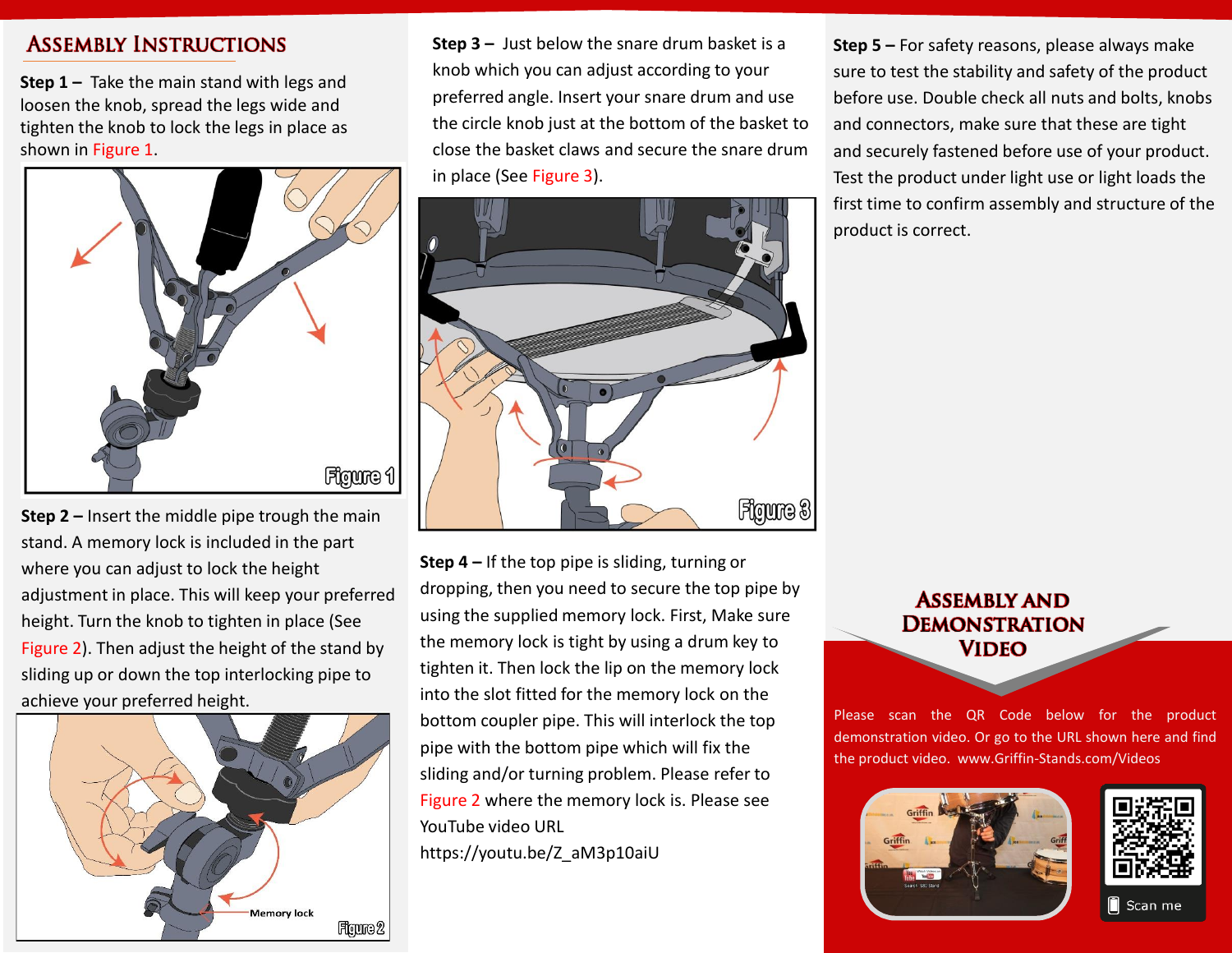## Assembly Instructions

**Step 1 –** Take the main stand with legs and loosen the knob, spread the legs wide and tighten the knob to lock the legs in place as shown in Figure 1.

Figure 1

**Step 2 –** Insert the middle pipe trough the main stand. A memory lock is included in the part where you can adjust to lock the height adjustment in place. This will keep your preferred height. Turn the knob to tighten in place (See Figure 2). Then adjust the height of the stand by sliding up or down the top interlocking pipe to achieve your preferred height.

Memory lock

Figure 2

**Step 3 –** Just below the snare drum basket is a knob which you can adjust according to your preferred angle. Insert your snare drum and use the circle knob just at the bottom of the basket to close the basket claws and secure the snare drum in place (See Figure 3).

Figure 3

**Step 4 –** If the top pipe is sliding, turning or dropping, then you need to secure the top pipe by using the supplied memory lock. First, Make sure the memory lock is tight by using a drum key to tighten it. Then lock the lip on the memory lock into the slot fitted for the memory lock on the bottom coupler pipe. This will interlock the top pipe with the bottom pipe which will fix the sliding and/or turning problem. Please refer to Figure 2 where the memory lock is. Please see YouTube video URL https://youtu.be/Z_aM3p10aiU

**Step 5 –** For safety reasons, please always make sure to test the stability and safety of the product before use. Double check all nuts and bolts, knobs and connectors, make sure that these are tight and securely fastened before use of your product. Test the product under light use or light loads the first time to confirm assembly and structure of the product is correct.

## Assembly and Demonstration Video

Please scan the QR Code below for the product demonstration video. Or go to the URL shown here and find the product video. www.Griffin-Stands.com/Videos

Scan me